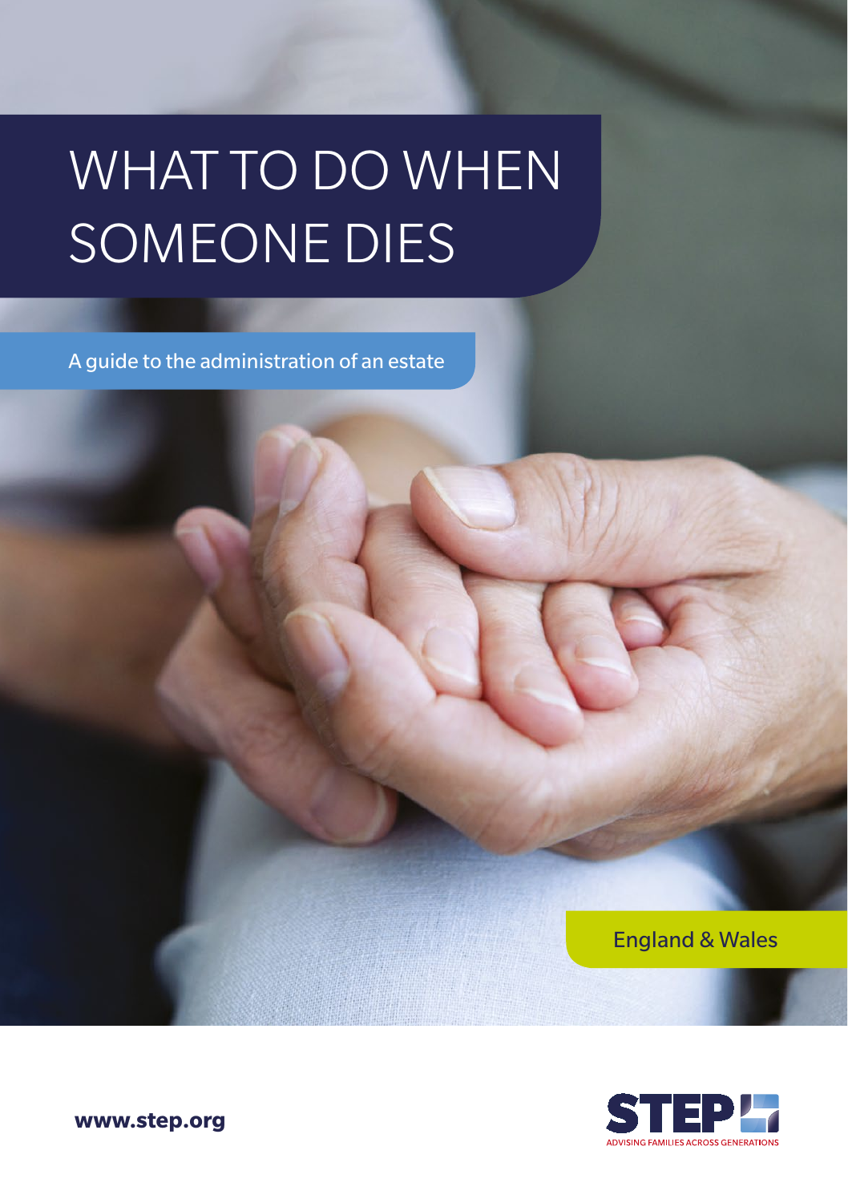# WHAT TO DO WHEN SOMEONE DIES

A guide to the administration of an estate

England & Wales

**www.step.org**

STEP
ADVISING FAMILIES ACROSS GENERATIONS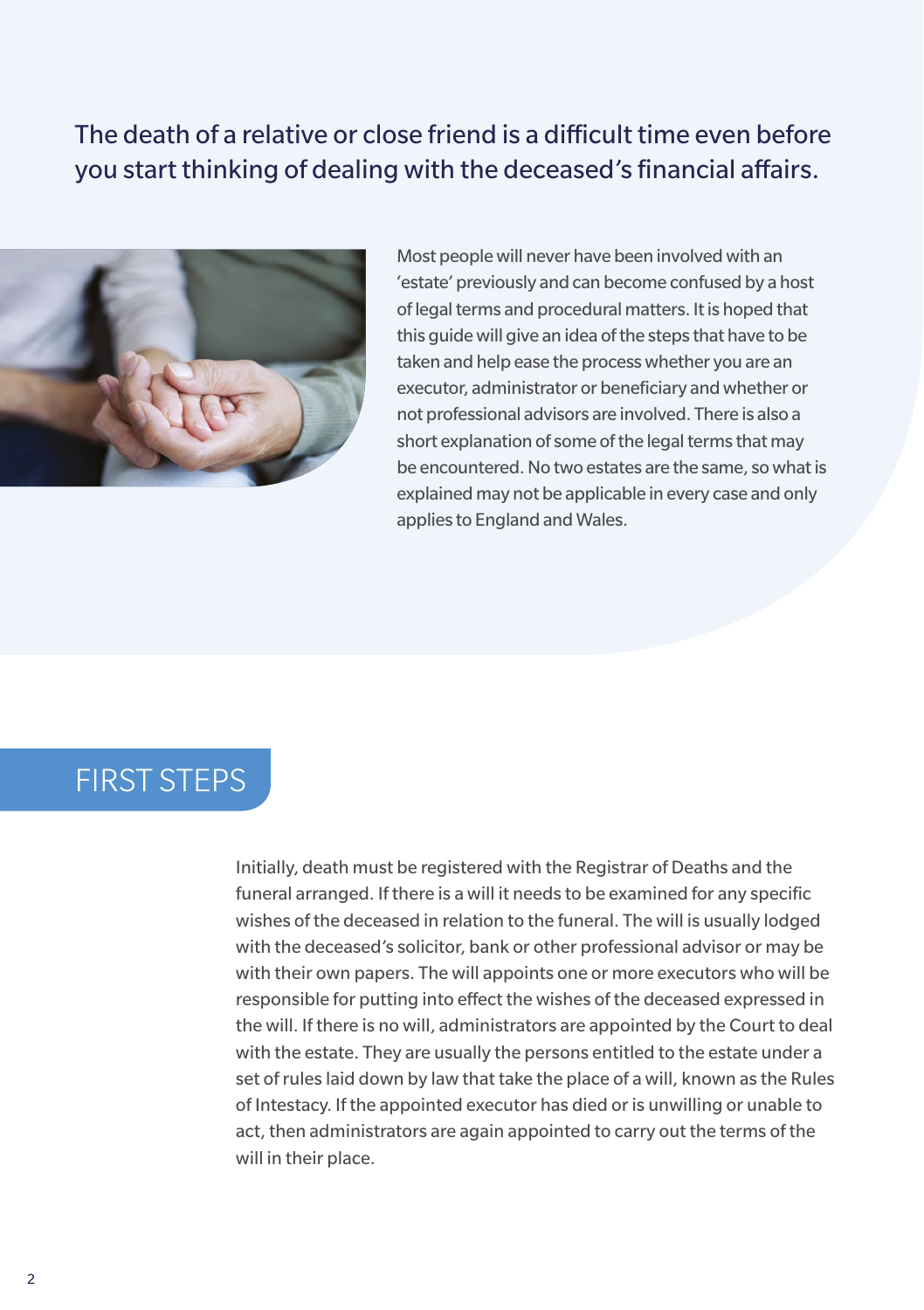The death of a relative or close friend is a difficult time even before you start thinking of dealing with the deceased's financial affairs.

Most people will never have been involved with an 'estate' previously and can become confused by a host of legal terms and procedural matters. It is hoped that this guide will give an idea of the steps that have to be taken and help ease the process whether you are an executor, administrator or beneficiary and whether or not professional advisors are involved. There is also a short explanation of some of the legal terms that may be encountered. No two estates are the same, so what is explained may not be applicable in every case and only applies to England and Wales.

## FIRST STEPS

Initially, death must be registered with the Registrar of Deaths and the funeral arranged. If there is a will it needs to be examined for any specific wishes of the deceased in relation to the funeral. The will is usually lodged with the deceased's solicitor, bank or other professional advisor or may be with their own papers. The will appoints one or more executors who will be responsible for putting into effect the wishes of the deceased expressed in the will. If there is no will, administrators are appointed by the Court to deal with the estate. They are usually the persons entitled to the estate under a set of rules laid down by law that take the place of a will, known as the Rules of Intestacy. If the appointed executor has died or is unwilling or unable to act, then administrators are again appointed to carry out the terms of the will in their place.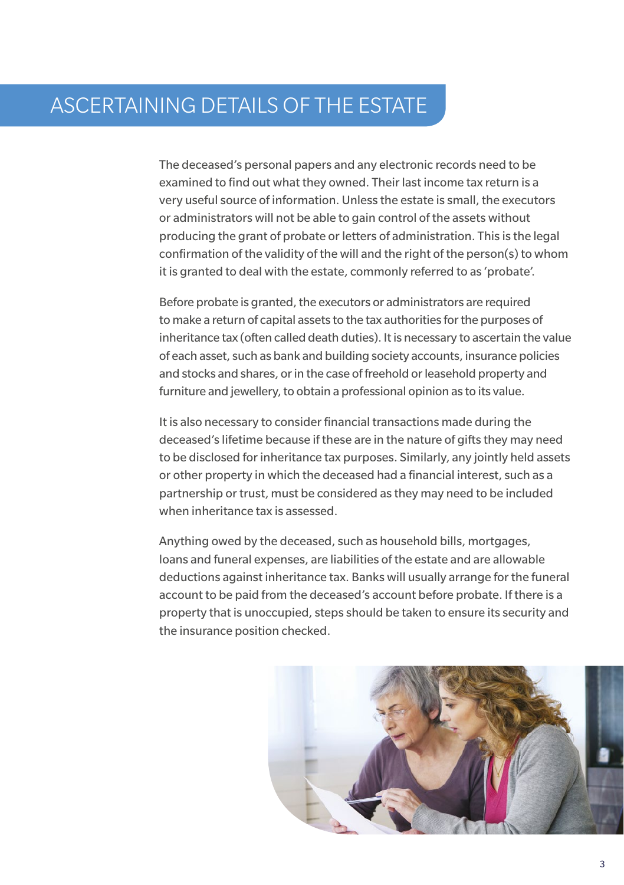# ASCERTAINING DETAILS OF THE ESTATE

The deceased's personal papers and any electronic records need to be examined to find out what they owned. Their last income tax return is a very useful source of information. Unless the estate is small, the executors or administrators will not be able to gain control of the assets without producing the grant of probate or letters of administration. This is the legal confirmation of the validity of the will and the right of the person(s) to whom it is granted to deal with the estate, commonly referred to as 'probate'.

Before probate is granted, the executors or administrators are required to make a return of capital assets to the tax authorities for the purposes of inheritance tax (often called death duties). It is necessary to ascertain the value of each asset, such as bank and building society accounts, insurance policies and stocks and shares, or in the case of freehold or leasehold property and furniture and jewellery, to obtain a professional opinion as to its value.

It is also necessary to consider financial transactions made during the deceased's lifetime because if these are in the nature of gifts they may need to be disclosed for inheritance tax purposes. Similarly, any jointly held assets or other property in which the deceased had a financial interest, such as a partnership or trust, must be considered as they may need to be included when inheritance tax is assessed.

Anything owed by the deceased, such as household bills, mortgages, loans and funeral expenses, are liabilities of the estate and are allowable deductions against inheritance tax. Banks will usually arrange for the funeral account to be paid from the deceased's account before probate. If there is a property that is unoccupied, steps should be taken to ensure its security and the insurance position checked.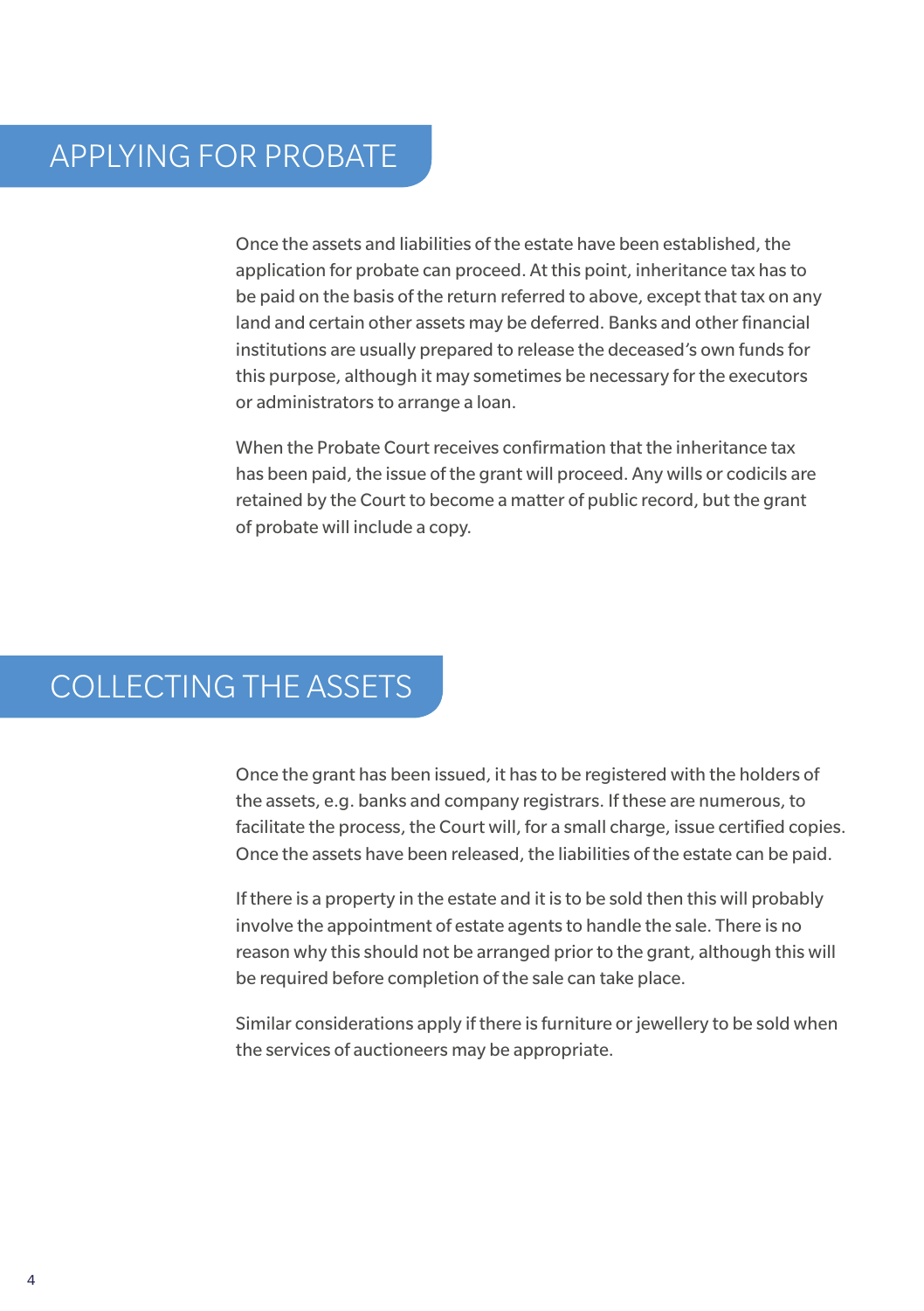## APPLYING FOR PROBATE

Once the assets and liabilities of the estate have been established, the application for probate can proceed. At this point, inheritance tax has to be paid on the basis of the return referred to above, except that tax on any land and certain other assets may be deferred. Banks and other financial institutions are usually prepared to release the deceased's own funds for this purpose, although it may sometimes be necessary for the executors or administrators to arrange a loan.

When the Probate Court receives confirmation that the inheritance tax has been paid, the issue of the grant will proceed. Any wills or codicils are retained by the Court to become a matter of public record, but the grant of probate will include a copy.

## COLLECTING THE ASSETS

Once the grant has been issued, it has to be registered with the holders of the assets, e.g. banks and company registrars. If these are numerous, to facilitate the process, the Court will, for a small charge, issue certified copies. Once the assets have been released, the liabilities of the estate can be paid.

If there is a property in the estate and it is to be sold then this will probably involve the appointment of estate agents to handle the sale. There is no reason why this should not be arranged prior to the grant, although this will be required before completion of the sale can take place.

Similar considerations apply if there is furniture or jewellery to be sold when the services of auctioneers may be appropriate.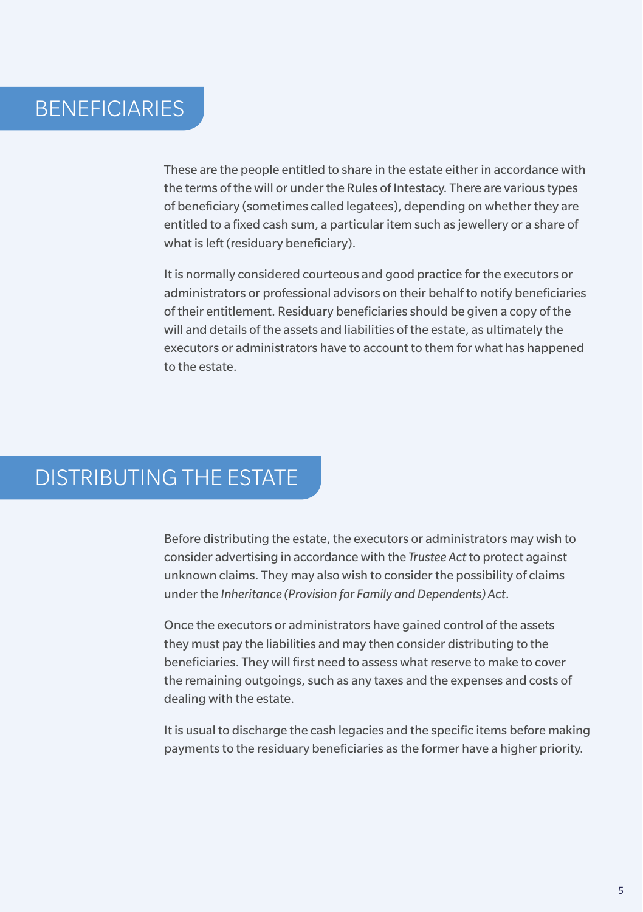## BENEFICIARIES

These are the people entitled to share in the estate either in accordance with the terms of the will or under the Rules of Intestacy. There are various types of beneficiary (sometimes called legatees), depending on whether they are entitled to a fixed cash sum, a particular item such as jewellery or a share of what is left (residuary beneficiary).

It is normally considered courteous and good practice for the executors or administrators or professional advisors on their behalf to notify beneficiaries of their entitlement. Residuary beneficiaries should be given a copy of the will and details of the assets and liabilities of the estate, as ultimately the executors or administrators have to account to them for what has happened to the estate.

## DISTRIBUTING THE ESTATE

Before distributing the estate, the executors or administrators may wish to consider advertising in accordance with the *Trustee Act* to protect against unknown claims. They may also wish to consider the possibility of claims under the *Inheritance (Provision for Family and Dependents) Act*.

Once the executors or administrators have gained control of the assets they must pay the liabilities and may then consider distributing to the beneficiaries. They will first need to assess what reserve to make to cover the remaining outgoings, such as any taxes and the expenses and costs of dealing with the estate.

It is usual to discharge the cash legacies and the specific items before making payments to the residuary beneficiaries as the former have a higher priority.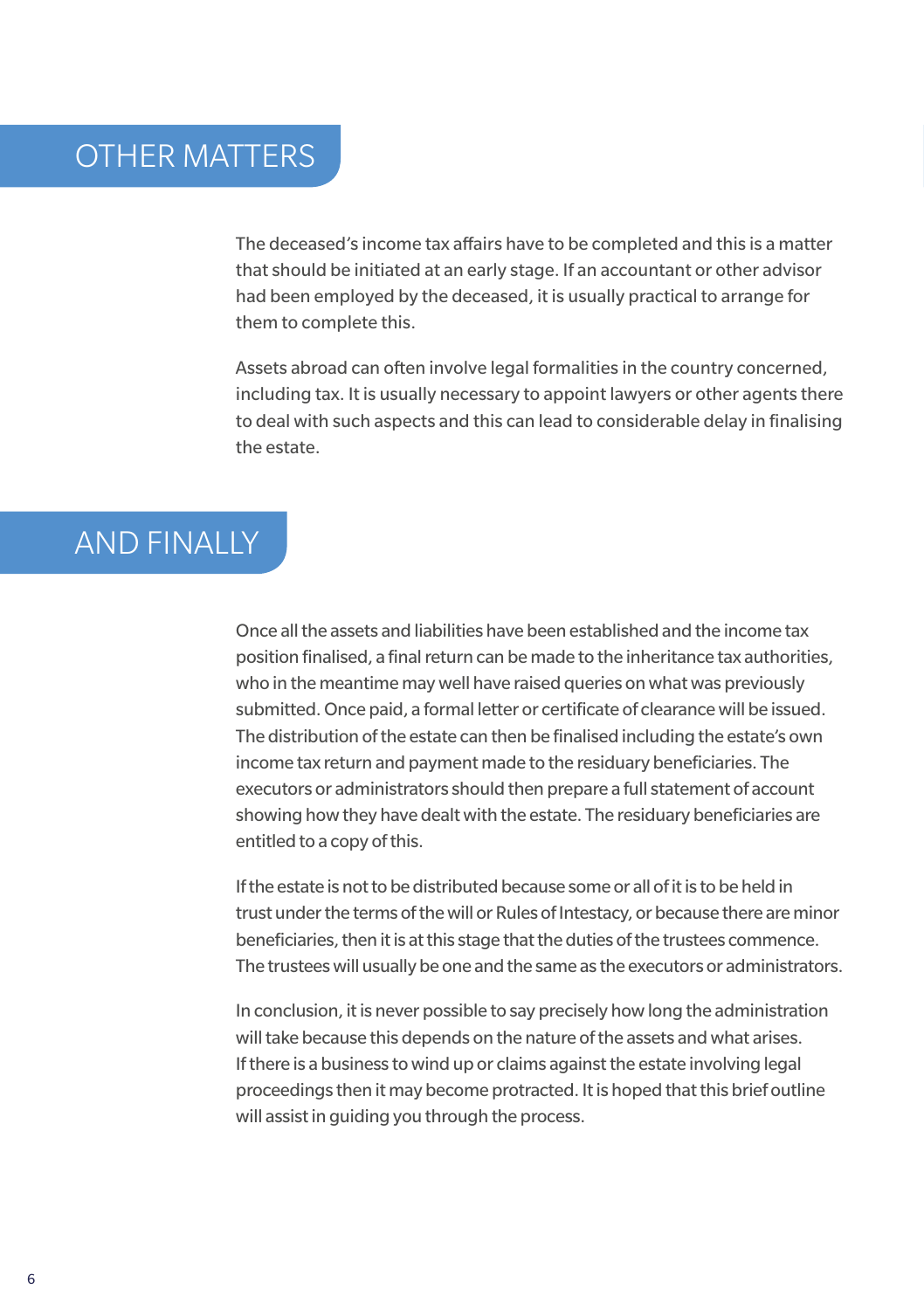## OTHER MATTERS

The deceased's income tax affairs have to be completed and this is a matter that should be initiated at an early stage. If an accountant or other advisor had been employed by the deceased, it is usually practical to arrange for them to complete this.

Assets abroad can often involve legal formalities in the country concerned, including tax. It is usually necessary to appoint lawyers or other agents there to deal with such aspects and this can lead to considerable delay in finalising the estate.

## AND FINALLY

Once all the assets and liabilities have been established and the income tax position finalised, a final return can be made to the inheritance tax authorities, who in the meantime may well have raised queries on what was previously submitted. Once paid, a formal letter or certificate of clearance will be issued. The distribution of the estate can then be finalised including the estate's own income tax return and payment made to the residuary beneficiaries. The executors or administrators should then prepare a full statement of account showing how they have dealt with the estate. The residuary beneficiaries are entitled to a copy of this.

If the estate is not to be distributed because some or all of it is to be held in trust under the terms of the will or Rules of Intestacy, or because there are minor beneficiaries, then it is at this stage that the duties of the trustees commence. The trustees will usually be one and the same as the executors or administrators.

In conclusion, it is never possible to say precisely how long the administration will take because this depends on the nature of the assets and what arises. If there is a business to wind up or claims against the estate involving legal proceedings then it may become protracted. It is hoped that this brief outline will assist in guiding you through the process.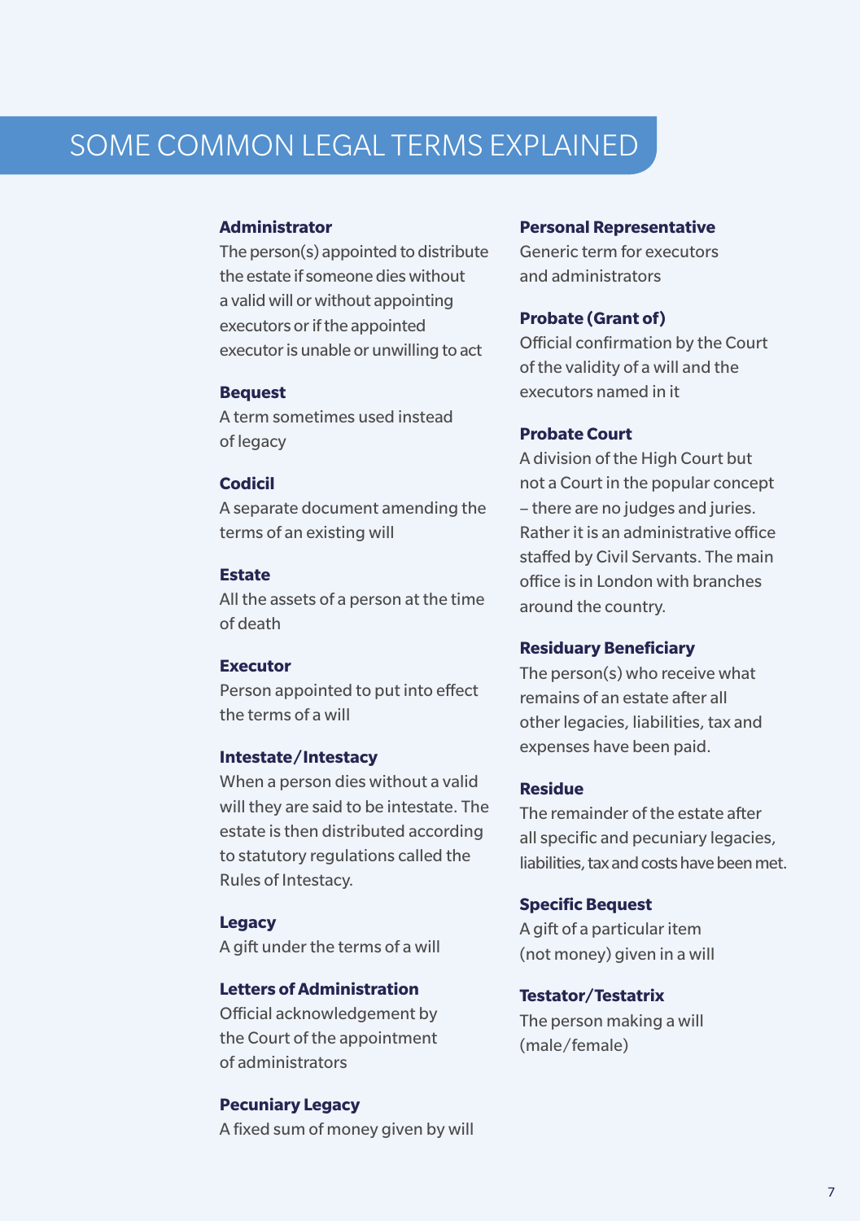# SOME COMMON LEGAL TERMS EXPLAINED

**Administrator**
The person(s) appointed to distribute the estate if someone dies without a valid will or without appointing executors or if the appointed executor is unable or unwilling to act

**Bequest**
A term sometimes used instead of legacy

**Codicil**
A separate document amending the terms of an existing will

**Estate**
All the assets of a person at the time of death

**Executor**
Person appointed to put into effect the terms of a will

**Intestate/Intestacy**
When a person dies without a valid will they are said to be intestate. The estate is then distributed according to statutory regulations called the Rules of Intestacy.

**Legacy**
A gift under the terms of a will

**Letters of Administration**
Official acknowledgement by the Court of the appointment of administrators

**Pecuniary Legacy**
A fixed sum of money given by will

**Personal Representative**
Generic term for executors and administrators

**Probate (Grant of)**
Official confirmation by the Court of the validity of a will and the executors named in it

**Probate Court**
A division of the High Court but not a Court in the popular concept – there are no judges and juries. Rather it is an administrative office staffed by Civil Servants. The main office is in London with branches around the country.

**Residuary Beneficiary**
The person(s) who receive what remains of an estate after all other legacies, liabilities, tax and expenses have been paid.

**Residue**
The remainder of the estate after all specific and pecuniary legacies, liabilities, tax and costs have been met.

**Specific Bequest**
A gift of a particular item (not money) given in a will

**Testator/Testatrix**
The person making a will (male/female)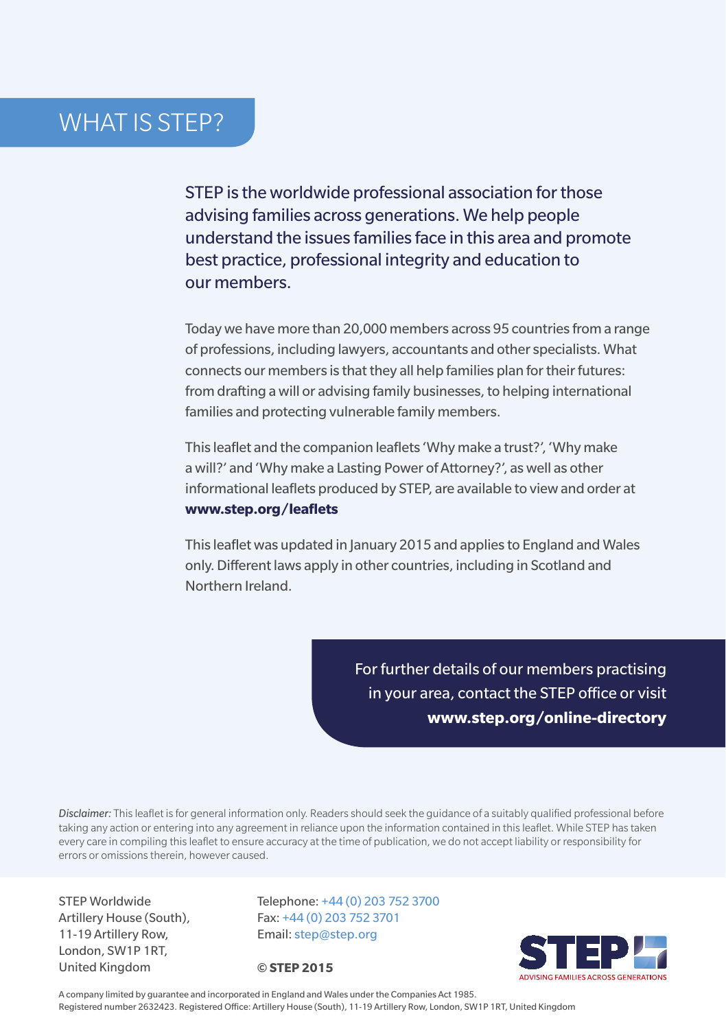# WHAT IS STEP?

STEP is the worldwide professional association for those advising families across generations. We help people understand the issues families face in this area and promote best practice, professional integrity and education to our members.

Today we have more than 20,000 members across 95 countries from a range of professions, including lawyers, accountants and other specialists. What connects our members is that they all help families plan for their futures: from drafting a will or advising family businesses, to helping international families and protecting vulnerable family members.

This leaflet and the companion leaflets 'Why make a trust?', 'Why make a will?' and 'Why make a Lasting Power of Attorney?', as well as other informational leaflets produced by STEP, are available to view and order at **www.step.org/leaflets**

This leaflet was updated in January 2015 and applies to England and Wales only. Different laws apply in other countries, including in Scotland and Northern Ireland.

For further details of our members practising in your area, contact the STEP office or visit **www.step.org/online-directory**

*Disclaimer:* This leaflet is for general information only. Readers should seek the guidance of a suitably qualified professional before taking any action or entering into any agreement in reliance upon the information contained in this leaflet. While STEP has taken every care in compiling this leaflet to ensure accuracy at the time of publication, we do not accept liability or responsibility for errors or omissions therein, however caused.

STEP Worldwide
Artillery House (South),
11-19 Artillery Row,
London, SW1P 1RT,
United Kingdom

Telephone: +44 (0) 203 752 3700
Fax: +44 (0) 203 752 3701
Email: step@step.org

**© STEP 2015**

STEP
ADVISING FAMILIES ACROSS GENERATIONS

A company limited by guarantee and incorporated in England and Wales under the Companies Act 1985.
Registered number 2632423. Registered Office: Artillery House (South), 11-19 Artillery Row, London, SW1P 1RT, United Kingdom